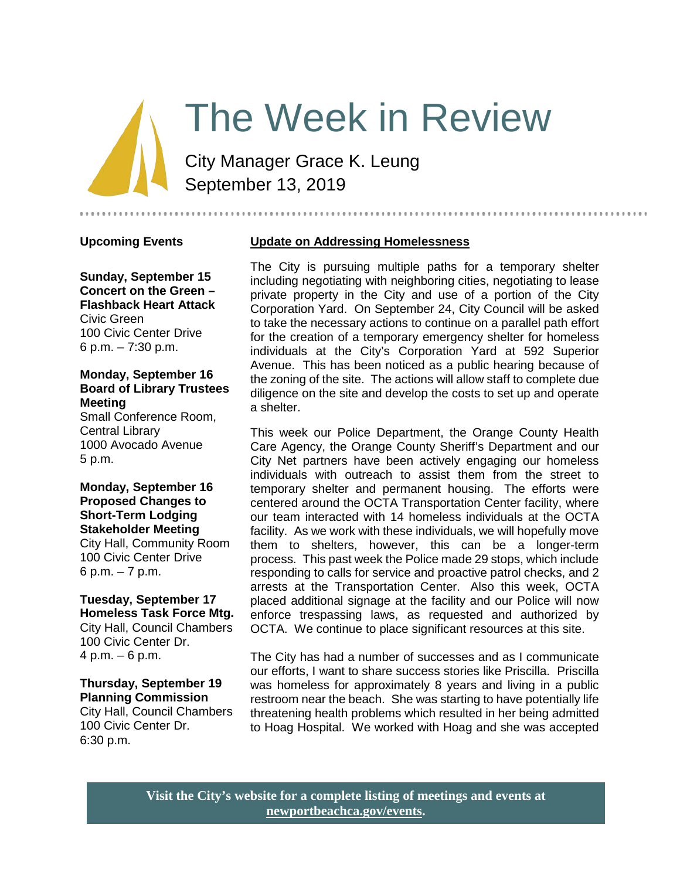# The Week in Review

City Manager Grace K. Leung
September 13, 2019

## Upcoming Events

**Sunday, September 15**
**Concert on the Green – Flashback Heart Attack**
Civic Green
100 Civic Center Drive
6 p.m. – 7:30 p.m.

**Monday, September 16**
**Board of Library Trustees Meeting**
Small Conference Room, Central Library
1000 Avocado Avenue
5 p.m.

**Monday, September 16**
**Proposed Changes to Short-Term Lodging Stakeholder Meeting**
City Hall, Community Room
100 Civic Center Drive
6 p.m. – 7 p.m.

**Tuesday, September 17**
**Homeless Task Force Mtg.**
City Hall, Council Chambers
100 Civic Center Dr.
4 p.m. – 6 p.m.

**Thursday, September 19**
**Planning Commission**
City Hall, Council Chambers
100 Civic Center Dr.
6:30 p.m.

## Update on Addressing Homelessness

The City is pursuing multiple paths for a temporary shelter including negotiating with neighboring cities, negotiating to lease private property in the City and use of a portion of the City Corporation Yard. On September 24, City Council will be asked to take the necessary actions to continue on a parallel path effort for the creation of a temporary emergency shelter for homeless individuals at the City's Corporation Yard at 592 Superior Avenue. This has been noticed as a public hearing because of the zoning of the site. The actions will allow staff to complete due diligence on the site and develop the costs to set up and operate a shelter.

This week our Police Department, the Orange County Health Care Agency, the Orange County Sheriff's Department and our City Net partners have been actively engaging our homeless individuals with outreach to assist them from the street to temporary shelter and permanent housing. The efforts were centered around the OCTA Transportation Center facility, where our team interacted with 14 homeless individuals at the OCTA facility. As we work with these individuals, we will hopefully move them to shelters, however, this can be a longer-term process. This past week the Police made 29 stops, which include responding to calls for service and proactive patrol checks, and 2 arrests at the Transportation Center. Also this week, OCTA placed additional signage at the facility and our Police will now enforce trespassing laws, as requested and authorized by OCTA. We continue to place significant resources at this site.

The City has had a number of successes and as I communicate our efforts, I want to share success stories like Priscilla. Priscilla was homeless for approximately 8 years and living in a public restroom near the beach. She was starting to have potentially life threatening health problems which resulted in her being admitted to Hoag Hospital. We worked with Hoag and she was accepted

**Visit the City's website for a complete listing of meetings and events at newportbeachca.gov/events.**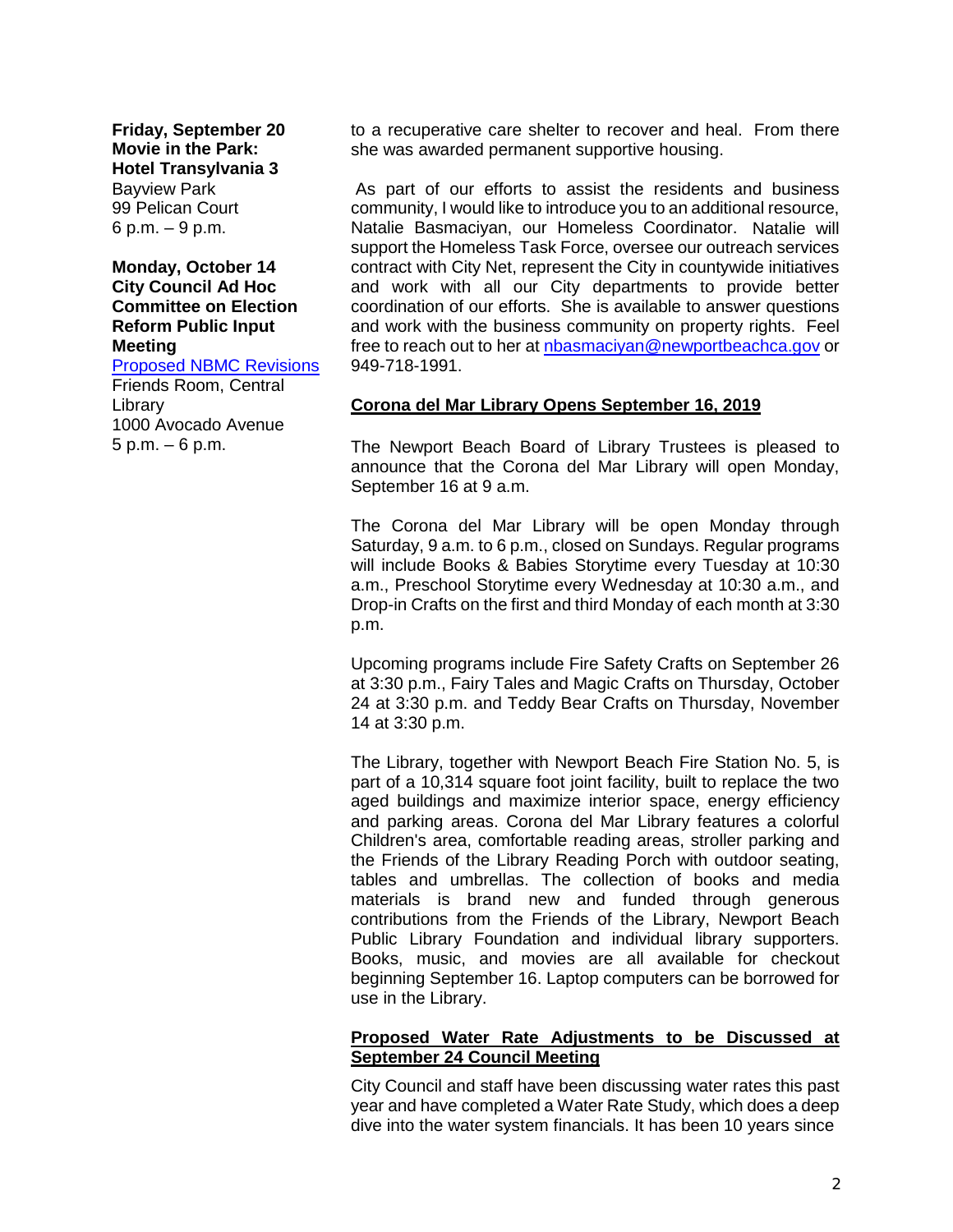**Friday, September 20**
**Movie in the Park: Hotel Transylvania 3**
Bayview Park
99 Pelican Court
6 p.m. – 9 p.m.

**Monday, October 14**
**City Council Ad Hoc Committee on Election Reform Public Input Meeting**
[Proposed NBMC Revisions](#)
Friends Room, Central Library
1000 Avocado Avenue
5 p.m. – 6 p.m.

to a recuperative care shelter to recover and heal. From there she was awarded permanent supportive housing.

As part of our efforts to assist the residents and business community, I would like to introduce you to an additional resource, Natalie Basmaciyan, our Homeless Coordinator. Natalie will support the Homeless Task Force, oversee our outreach services contract with City Net, represent the City in countywide initiatives and work with all our City departments to provide better coordination of our efforts. She is available to answer questions and work with the business community on property rights. Feel free to reach out to her at nbasmaciyan@newportbeachca.gov or 949-718-1991.

**Corona del Mar Library Opens September 16, 2019**

The Newport Beach Board of Library Trustees is pleased to announce that the Corona del Mar Library will open Monday, September 16 at 9 a.m.

The Corona del Mar Library will be open Monday through Saturday, 9 a.m. to 6 p.m., closed on Sundays. Regular programs will include Books & Babies Storytime every Tuesday at 10:30 a.m., Preschool Storytime every Wednesday at 10:30 a.m., and Drop-in Crafts on the first and third Monday of each month at 3:30 p.m.

Upcoming programs include Fire Safety Crafts on September 26 at 3:30 p.m., Fairy Tales and Magic Crafts on Thursday, October 24 at 3:30 p.m. and Teddy Bear Crafts on Thursday, November 14 at 3:30 p.m.

The Library, together with Newport Beach Fire Station No. 5, is part of a 10,314 square foot joint facility, built to replace the two aged buildings and maximize interior space, energy efficiency and parking areas. Corona del Mar Library features a colorful Children's area, comfortable reading areas, stroller parking and the Friends of the Library Reading Porch with outdoor seating, tables and umbrellas. The collection of books and media materials is brand new and funded through generous contributions from the Friends of the Library, Newport Beach Public Library Foundation and individual library supporters. Books, music, and movies are all available for checkout beginning September 16. Laptop computers can be borrowed for use in the Library.

**Proposed Water Rate Adjustments to be Discussed at September 24 Council Meeting**

City Council and staff have been discussing water rates this past year and have completed a Water Rate Study, which does a deep dive into the water system financials. It has been 10 years since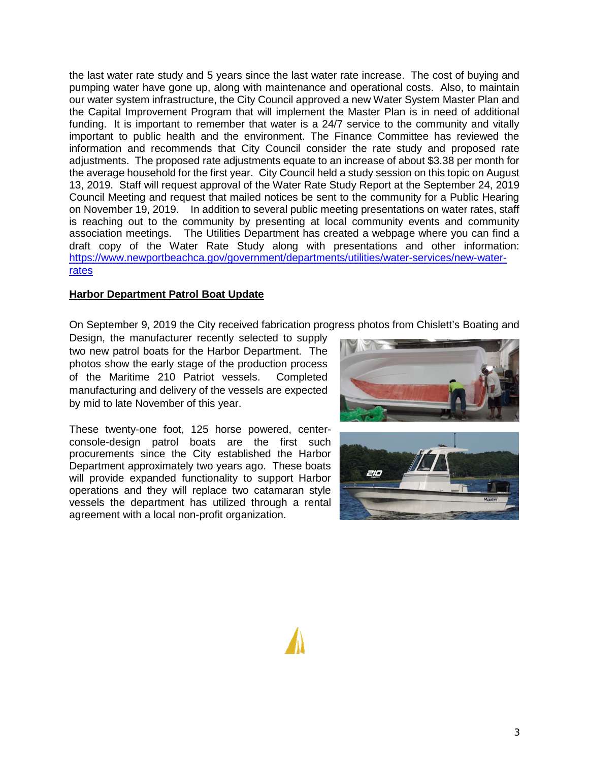the last water rate study and 5 years since the last water rate increase. The cost of buying and pumping water have gone up, along with maintenance and operational costs. Also, to maintain our water system infrastructure, the City Council approved a new Water System Master Plan and the Capital Improvement Program that will implement the Master Plan is in need of additional funding. It is important to remember that water is a 24/7 service to the community and vitally important to public health and the environment. The Finance Committee has reviewed the information and recommends that City Council consider the rate study and proposed rate adjustments. The proposed rate adjustments equate to an increase of about $3.38 per month for the average household for the first year. City Council held a study session on this topic on August 13, 2019. Staff will request approval of the Water Rate Study Report at the September 24, 2019 Council Meeting and request that mailed notices be sent to the community for a Public Hearing on November 19, 2019. In addition to several public meeting presentations on water rates, staff is reaching out to the community by presenting at local community events and community association meetings. The Utilities Department has created a webpage where you can find a draft copy of the Water Rate Study along with presentations and other information: https://www.newportbeachca.gov/government/departments/utilities/water-services/new-water-rates

**Harbor Department Patrol Boat Update**

On September 9, 2019 the City received fabrication progress photos from Chislett's Boating and Design, the manufacturer recently selected to supply two new patrol boats for the Harbor Department. The photos show the early stage of the production process of the Maritime 210 Patriot vessels. Completed manufacturing and delivery of the vessels are expected by mid to late November of this year.

These twenty-one foot, 125 horse powered, center-console-design patrol boats are the first such procurements since the City established the Harbor Department approximately two years ago. These boats will provide expanded functionality to support Harbor operations and they will replace two catamaran style vessels the department has utilized through a rental agreement with a local non-profit organization.